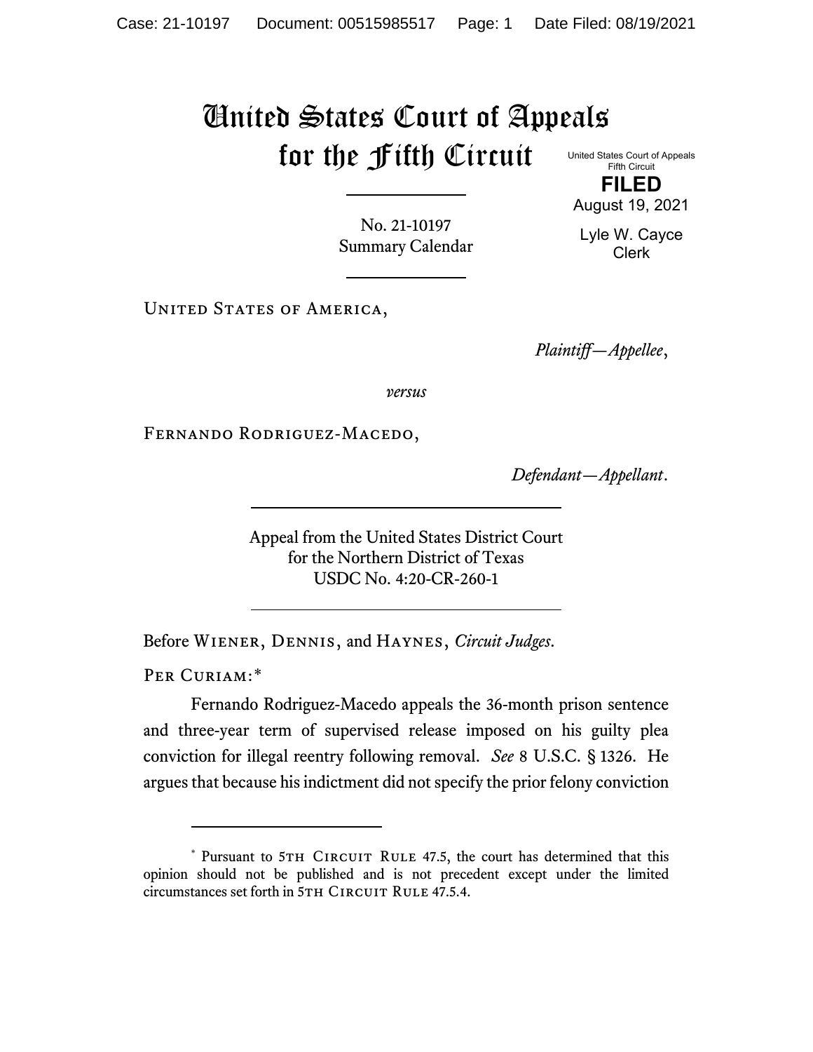# United States Court of Appeals for the Fifth Circuit

United States Court of Appeals
Fifth Circuit

**FILED**

August 19, 2021

Lyle W. Cayce
Clerk

No. 21-10197
Summary Calendar

---

United States of America,

*Plaintiff—Appellee*,

*versus*

Fernando Rodriguez-Macedo,

*Defendant—Appellant*.

---

Appeal from the United States District Court
for the Northern District of Texas
USDC No. 4:20-CR-260-1

---

Before Wiener, Dennis, and Haynes, *Circuit Judges*.

Per Curiam:*

Fernando Rodriguez-Macedo appeals the 36-month prison sentence and three-year term of supervised release imposed on his guilty plea conviction for illegal reentry following removal. *See* 8 U.S.C. § 1326. He argues that because his indictment did not specify the prior felony conviction

---

\* Pursuant to 5th Circuit Rule 47.5, the court has determined that this opinion should not be published and is not precedent except under the limited circumstances set forth in 5th Circuit Rule 47.5.4.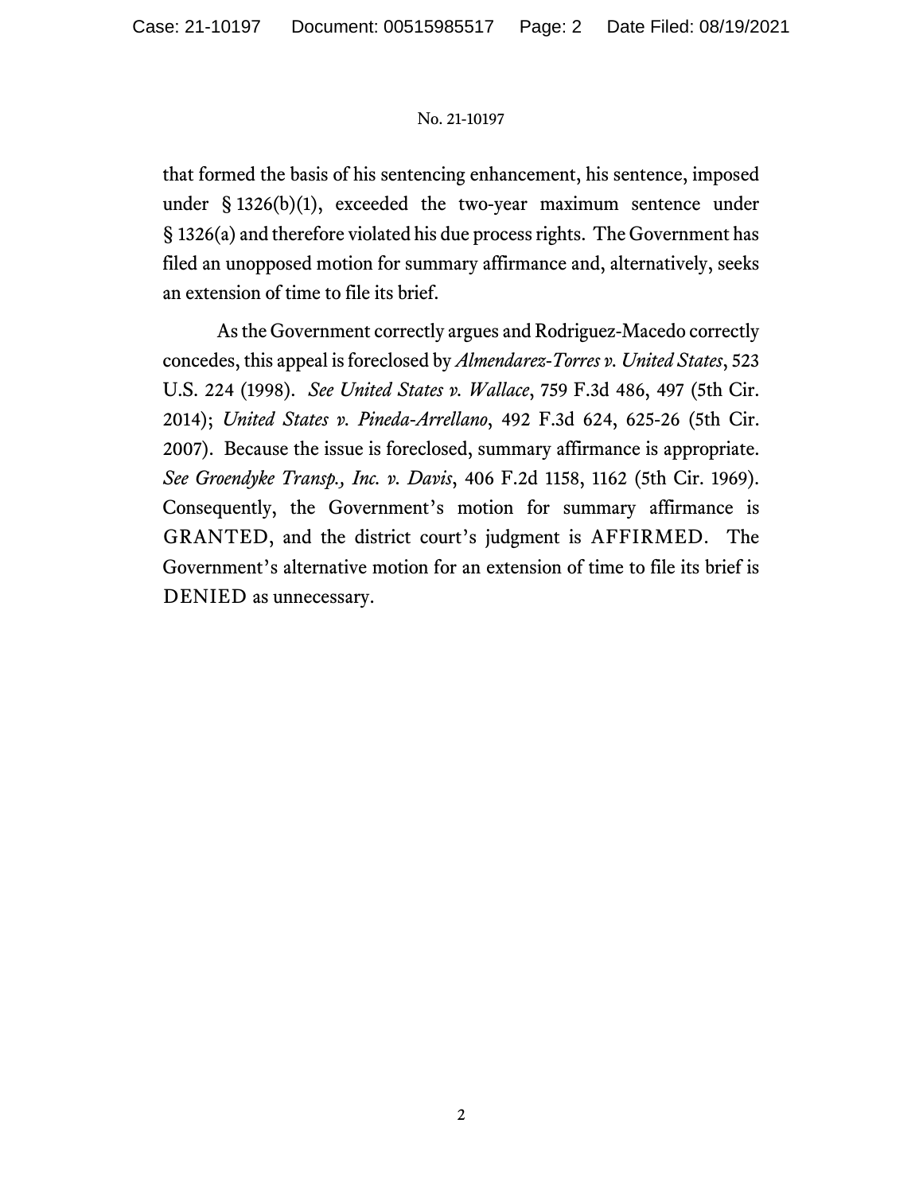that formed the basis of his sentencing enhancement, his sentence, imposed under § 1326(b)(1), exceeded the two-year maximum sentence under § 1326(a) and therefore violated his due process rights. The Government has filed an unopposed motion for summary affirmance and, alternatively, seeks an extension of time to file its brief.

As the Government correctly argues and Rodriguez-Macedo correctly concedes, this appeal is foreclosed by *Almendarez-Torres v. United States*, 523 U.S. 224 (1998). *See United States v. Wallace*, 759 F.3d 486, 497 (5th Cir. 2014); *United States v. Pineda-Arrellano*, 492 F.3d 624, 625-26 (5th Cir. 2007). Because the issue is foreclosed, summary affirmance is appropriate. *See Groendyke Transp., Inc. v. Davis*, 406 F.2d 1158, 1162 (5th Cir. 1969). Consequently, the Government's motion for summary affirmance is GRANTED, and the district court's judgment is AFFIRMED. The Government's alternative motion for an extension of time to file its brief is DENIED as unnecessary.